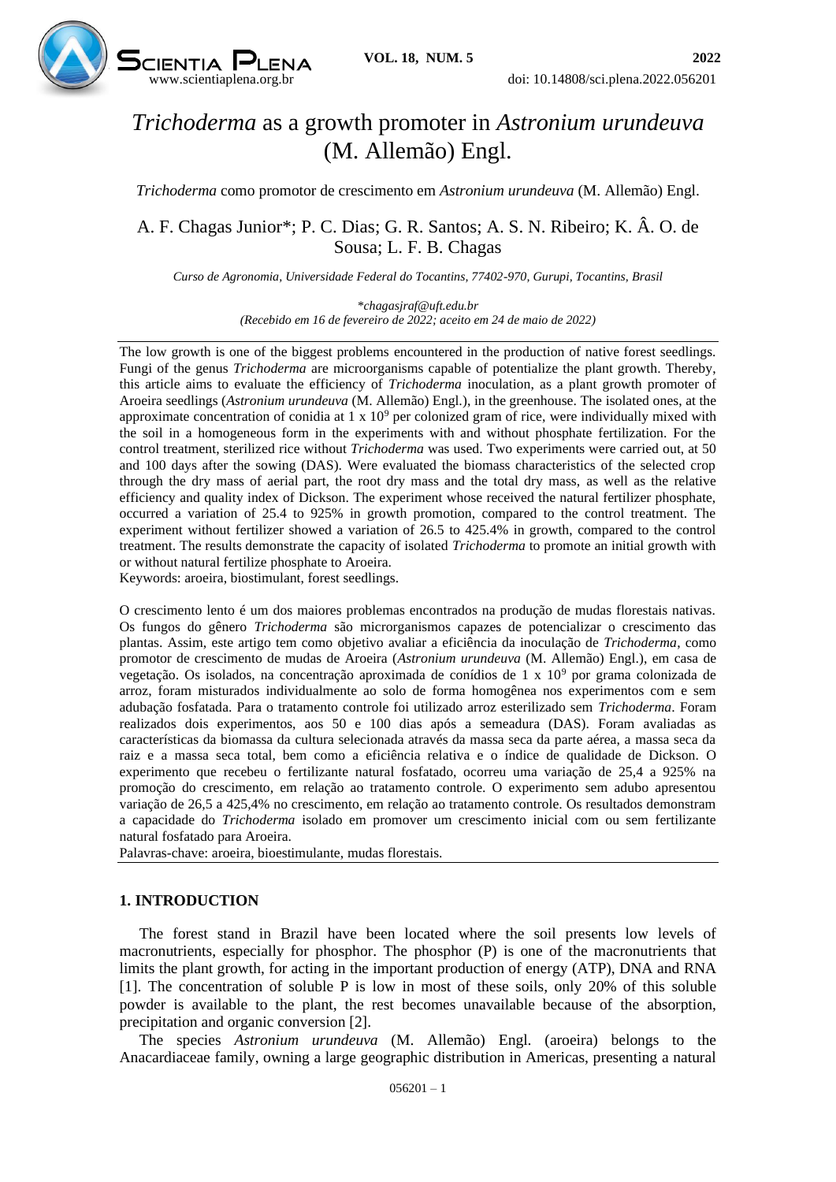# *Trichoderma* as a growth promoter in *Astronium urundeuva* (M. Allemão) Engl.

*Trichoderma* como promotor de crescimento em *Astronium urundeuva* (M. Allemão) Engl.

A. F. Chagas Junior*; P. C. Dias; G. R. Santos; A. S. N. Ribeiro; K. Â. O. de Sousa; L. F. B. Chagas

*Curso de Agronomia, Universidade Federal do Tocantins, 77402-970, Gurupi, Tocantins, Brasil*

*\*chagasjraf@uft.edu.br*
*(Recebido em 16 de fevereiro de 2022; aceito em 24 de maio de 2022)*

The low growth is one of the biggest problems encountered in the production of native forest seedlings. Fungi of the genus *Trichoderma* are microorganisms capable of potentialize the plant growth. Thereby, this article aims to evaluate the efficiency of *Trichoderma* inoculation, as a plant growth promoter of Aroeira seedlings (*Astronium urundeuva* (M. Allemão) Engl.), in the greenhouse. The isolated ones, at the approximate concentration of conidia at $1 \times 10^9$ per colonized gram of rice, were individually mixed with the soil in a homogeneous form in the experiments with and without phosphate fertilization. For the control treatment, sterilized rice without *Trichoderma* was used. Two experiments were carried out, at 50 and 100 days after the sowing (DAS). Were evaluated the biomass characteristics of the selected crop through the dry mass of aerial part, the root dry mass and the total dry mass, as well as the relative efficiency and quality index of Dickson. The experiment whose received the natural fertilizer phosphate, occurred a variation of 25.4 to 925% in growth promotion, compared to the control treatment. The experiment without fertilizer showed a variation of 26.5 to 425.4% in growth, compared to the control treatment. The results demonstrate the capacity of isolated *Trichoderma* to promote an initial growth with or without natural fertilize phosphate to Aroeira.

Keywords: aroeira, biostimulant, forest seedlings.

O crescimento lento é um dos maiores problemas encontrados na produção de mudas florestais nativas. Os fungos do gênero *Trichoderma* são microrganismos capazes de potencializar o crescimento das plantas. Assim, este artigo tem como objetivo avaliar a eficiência da inoculação de *Trichoderma*, como promotor de crescimento de mudas de Aroeira (*Astronium urundeuva* (M. Allemão) Engl.), em casa de vegetação. Os isolados, na concentração aproximada de conídios de $1 \times 10^9$ por grama colonizada de arroz, foram misturados individualmente ao solo de forma homogênea nos experimentos com e sem adubação fosfatada. Para o tratamento controle foi utilizado arroz esterilizado sem *Trichoderma*. Foram realizados dois experimentos, aos 50 e 100 dias após a semeadura (DAS). Foram avaliadas as características da biomassa da cultura selecionada através da massa seca da parte aérea, a massa seca da raiz e a massa seca total, bem como a eficiência relativa e o índice de qualidade de Dickson. O experimento que recebeu o fertilizante natural fosfatado, ocorreu uma variação de 25,4 a 925% na promoção do crescimento, em relação ao tratamento controle. O experimento sem adubo apresentou variação de 26,5 a 425,4% no crescimento, em relação ao tratamento controle. Os resultados demonstram a capacidade do *Trichoderma* isolado em promover um crescimento inicial com ou sem fertilizante natural fosfatado para Aroeira.

Palavras-chave: aroeira, bioestimulante, mudas florestais.

## 1. INTRODUCTION

The forest stand in Brazil have been located where the soil presents low levels of macronutrients, especially for phosphor. The phosphor (P) is one of the macronutrients that limits the plant growth, for acting in the important production of energy (ATP), DNA and RNA [1]. The concentration of soluble P is low in most of these soils, only 20% of this soluble powder is available to the plant, the rest becomes unavailable because of the absorption, precipitation and organic conversion [2].

The species *Astronium urundeuva* (M. Allemão) Engl. (aroeira) belongs to the Anacardiaceae family, owning a large geographic distribution in Americas, presenting a natural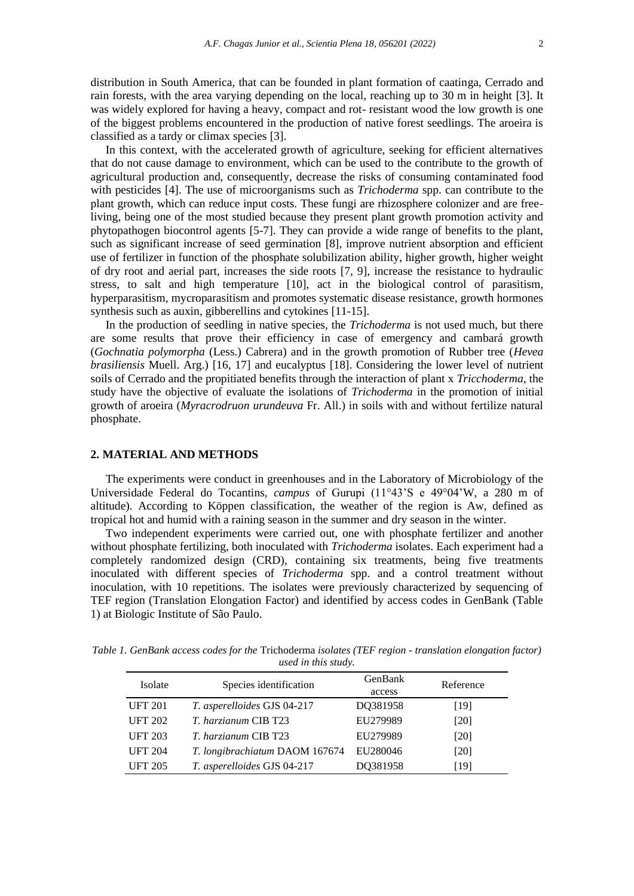distribution in South America, that can be founded in plant formation of caatinga, Cerrado and rain forests, with the area varying depending on the local, reaching up to 30 m in height [3]. It was widely explored for having a heavy, compact and rot- resistant wood the low growth is one of the biggest problems encountered in the production of native forest seedlings. The aroeira is classified as a tardy or climax species [3].

In this context, with the accelerated growth of agriculture, seeking for efficient alternatives that do not cause damage to environment, which can be used to the contribute to the growth of agricultural production and, consequently, decrease the risks of consuming contaminated food with pesticides [4]. The use of microorganisms such as *Trichoderma* spp. can contribute to the plant growth, which can reduce input costs. These fungi are rhizosphere colonizer and are free-living, being one of the most studied because they present plant growth promotion activity and phytopathogen biocontrol agents [5-7]. They can provide a wide range of benefits to the plant, such as significant increase of seed germination [8], improve nutrient absorption and efficient use of fertilizer in function of the phosphate solubilization ability, higher growth, higher weight of dry root and aerial part, increases the side roots [7, 9], increase the resistance to hydraulic stress, to salt and high temperature [10], act in the biological control of parasitism, hyperparasitism, mycroparasitism and promotes systematic disease resistance, growth hormones synthesis such as auxin, gibberellins and cytokines [11-15].

In the production of seedling in native species, the *Trichoderma* is not used much, but there are some results that prove their efficiency in case of emergency and cambará growth (*Gochnatia polymorpha* (Less.) Cabrera) and in the growth promotion of Rubber tree (*Hevea brasiliensis* Muell. Arg.) [16, 17] and eucalyptus [18]. Considering the lower level of nutrient soils of Cerrado and the propitiated benefits through the interaction of plant x *Tricchoderma*, the study have the objective of evaluate the isolations of *Trichoderma* in the promotion of initial growth of aroeira (*Myracrodruon urundeuva* Fr. All.) in soils with and without fertilize natural phosphate.

## 2. MATERIAL AND METHODS

The experiments were conduct in greenhouses and in the Laboratory of Microbiology of the Universidade Federal do Tocantins, *campus* of Gurupi (11°43'S e 49°04'W, a 280 m of altitude). According to Köppen classification, the weather of the region is Aw, defined as tropical hot and humid with a raining season in the summer and dry season in the winter.

Two independent experiments were carried out, one with phosphate fertilizer and another without phosphate fertilizing, both inoculated with *Trichoderma* isolates. Each experiment had a completely randomized design (CRD), containing six treatments, being five treatments inoculated with different species of *Trichoderma* spp. and a control treatment without inoculation, with 10 repetitions. The isolates were previously characterized by sequencing of TEF region (Translation Elongation Factor) and identified by access codes in GenBank (Table 1) at Biologic Institute of São Paulo.

*Table 1. GenBank access codes for the* Trichoderma *isolates (TEF region - translation elongation factor) used in this study.*

| Isolate | Species identification | GenBank access | Reference |
|---|---|---|---|
| UFT 201 | *T. asperelloides* GJS 04-217 | DQ381958 | [19] |
| UFT 202 | *T. harzianum* CIB T23 | EU279989 | [20] |
| UFT 203 | *T. harzianum* CIB T23 | EU279989 | [20] |
| UFT 204 | *T. longibrachiatum* DAOM 167674 | EU280046 | [20] |
| UFT 205 | *T. asperelloides* GJS 04-217 | DQ381958 | [19] |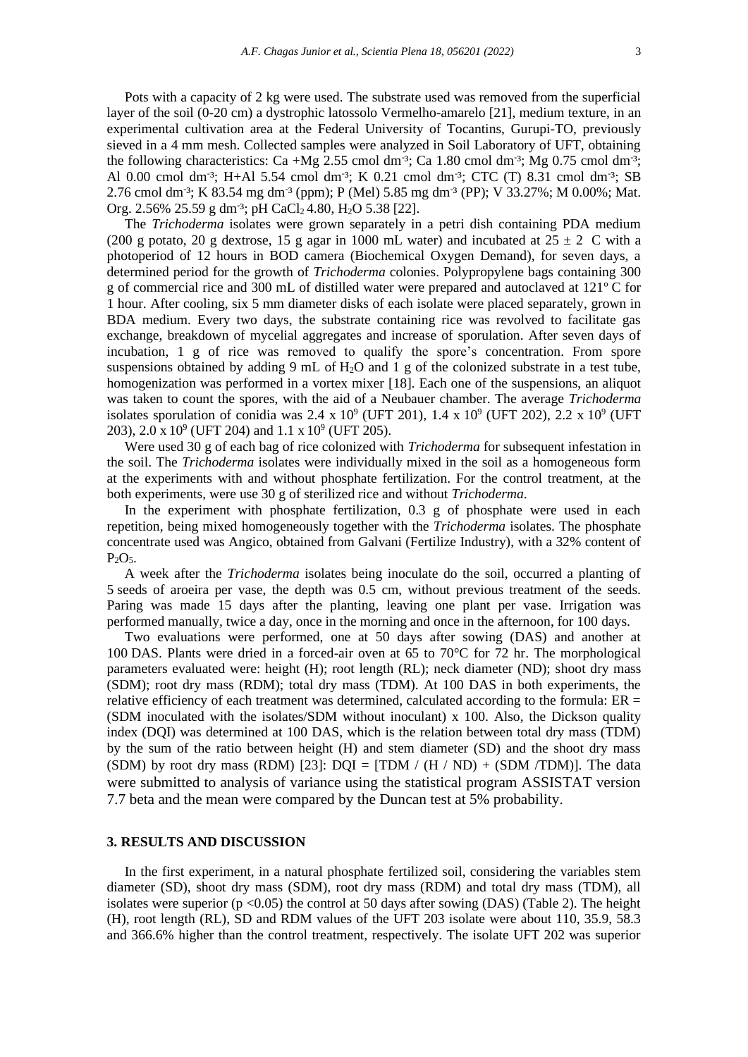Pots with a capacity of 2 kg were used. The substrate used was removed from the superficial layer of the soil (0-20 cm) a dystrophic latossolo Vermelho-amarelo [21], medium texture, in an experimental cultivation area at the Federal University of Tocantins, Gurupi-TO, previously sieved in a 4 mm mesh. Collected samples were analyzed in Soil Laboratory of UFT, obtaining the following characteristics: Ca +Mg 2.55 cmol $dm^{-3}$; Ca 1.80 cmol $dm^{-3}$; Mg 0.75 cmol $dm^{-3}$; Al 0.00 cmol $dm^{-3}$; H+Al 5.54 cmol $dm^{-3}$; K 0.21 cmol $dm^{-3}$; CTC (T) 8.31 cmol $dm^{-3}$; SB 2.76 cmol $dm^{-3}$; K 83.54 mg $dm^{-3}$ (ppm); P (Mel) 5.85 mg $dm^{-3}$ (PP); V 33.27%; M 0.00%; Mat. Org. 2.56% 25.59 g $dm^{-3}$; pH $CaCl_2$ 4.80, $H_2O$ 5.38 [22].

The *Trichoderma* isolates were grown separately in a petri dish containing PDA medium (200 g potato, 20 g dextrose, 15 g agar in 1000 mL water) and incubated at $25 \pm 2$ C with a photoperiod of 12 hours in BOD camera (Biochemical Oxygen Demand), for seven days, a determined period for the growth of *Trichoderma* colonies. Polypropylene bags containing 300 g of commercial rice and 300 mL of distilled water were prepared and autoclaved at 121º C for 1 hour. After cooling, six 5 mm diameter disks of each isolate were placed separately, grown in BDA medium. Every two days, the substrate containing rice was revolved to facilitate gas exchange, breakdown of mycelial aggregates and increase of sporulation. After seven days of incubation, 1 g of rice was removed to qualify the spore's concentration. From spore suspensions obtained by adding 9 mL of $H_2O$ and 1 g of the colonized substrate in a test tube, homogenization was performed in a vortex mixer [18]. Each one of the suspensions, an aliquot was taken to count the spores, with the aid of a Neubauer chamber. The average *Trichoderma* isolates sporulation of conidia was $2.4 \times 10^9$ (UFT 201), $1.4 \times 10^9$ (UFT 202), $2.2 \times 10^9$ (UFT 203), $2.0 \times 10^9$ (UFT 204) and $1.1 \times 10^9$ (UFT 205).

Were used 30 g of each bag of rice colonized with *Trichoderma* for subsequent infestation in the soil. The *Trichoderma* isolates were individually mixed in the soil as a homogeneous form at the experiments with and without phosphate fertilization. For the control treatment, at the both experiments, were use 30 g of sterilized rice and without *Trichoderma*.

In the experiment with phosphate fertilization, 0.3 g of phosphate were used in each repetition, being mixed homogeneously together with the *Trichoderma* isolates. The phosphate concentrate used was Angico, obtained from Galvani (Fertilize Industry), with a 32% content of $P_2O_5$.

A week after the *Trichoderma* isolates being inoculate do the soil, occurred a planting of 5 seeds of aroeira per vase, the depth was 0.5 cm, without previous treatment of the seeds. Paring was made 15 days after the planting, leaving one plant per vase. Irrigation was performed manually, twice a day, once in the morning and once in the afternoon, for 100 days.

Two evaluations were performed, one at 50 days after sowing (DAS) and another at 100 DAS. Plants were dried in a forced-air oven at 65 to 70°C for 72 hr. The morphological parameters evaluated were: height (H); root length (RL); neck diameter (ND); shoot dry mass (SDM); root dry mass (RDM); total dry mass (TDM). At 100 DAS in both experiments, the relative efficiency of each treatment was determined, calculated according to the formula: ER = (SDM inoculated with the isolates/SDM without inoculant) x 100. Also, the Dickson quality index (DQI) was determined at 100 DAS, which is the relation between total dry mass (TDM) by the sum of the ratio between height (H) and stem diameter (SD) and the shoot dry mass (SDM) by root dry mass (RDM) [23]: DQI = [TDM / (H / ND) + (SDM /TDM)]. The data were submitted to analysis of variance using the statistical program ASSISTAT version 7.7 beta and the mean were compared by the Duncan test at 5% probability.

## 3. RESULTS AND DISCUSSION

In the first experiment, in a natural phosphate fertilized soil, considering the variables stem diameter (SD), shoot dry mass (SDM), root dry mass (RDM) and total dry mass (TDM), all isolates were superior ($p < 0.05$) the control at 50 days after sowing (DAS) (Table 2). The height (H), root length (RL), SD and RDM values of the UFT 203 isolate were about 110, 35.9, 58.3 and 366.6% higher than the control treatment, respectively. The isolate UFT 202 was superior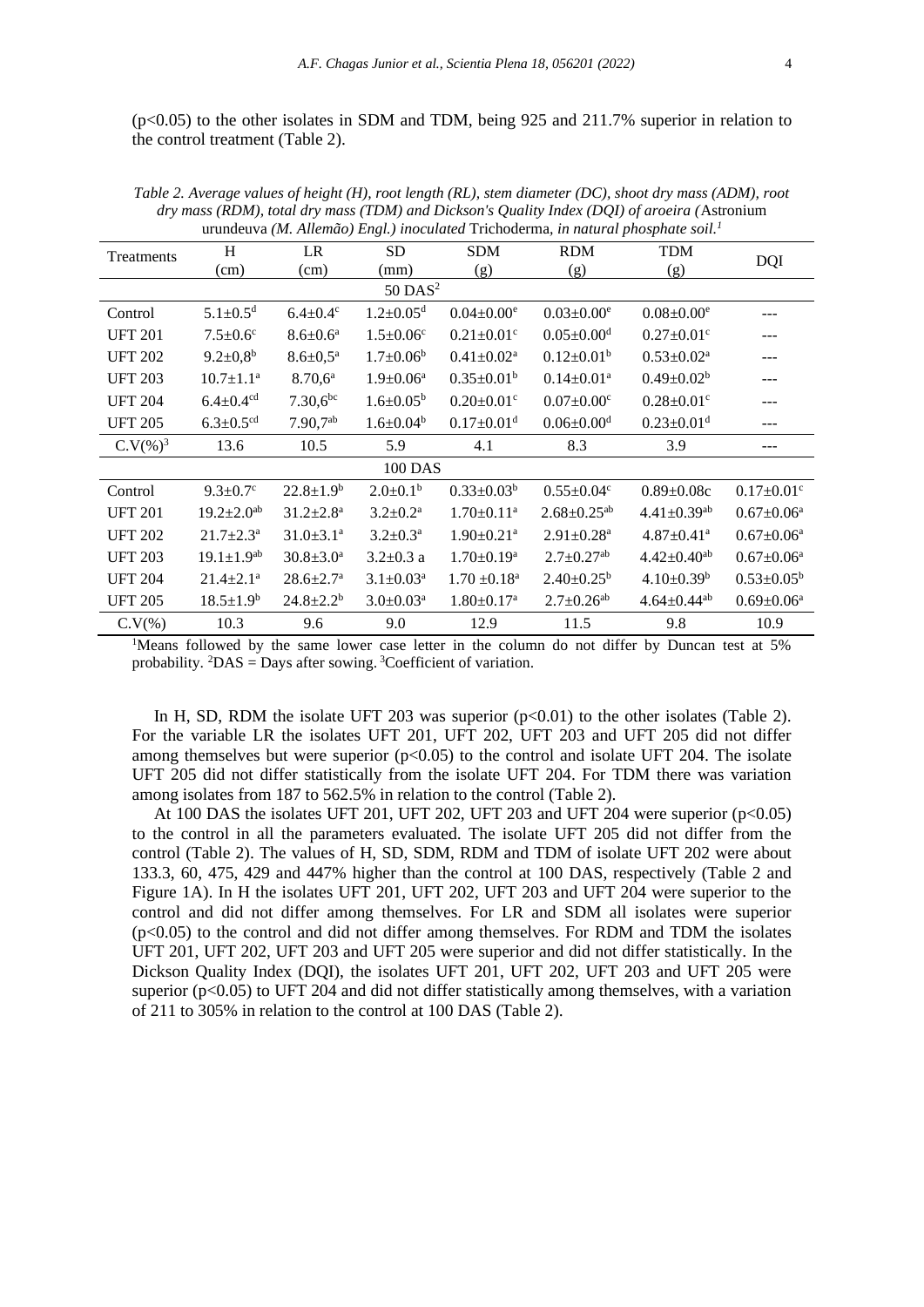($p<0.05$) to the other isolates in SDM and TDM, being 925 and 211.7% superior in relation to the control treatment (Table 2).

*Table 2. Average values of height (H), root length (RL), stem diameter (DC), shoot dry mass (ADM), root dry mass (RDM), total dry mass (TDM) and Dickson's Quality Index (DQI) of aroeira (*Astronium urundeuva *(M. Allemão) Engl.) inoculated* Trichoderma, *in natural phosphate soil.*[1]

| Treatments | H (cm) | LR (cm) | SD (mm) | SDM (g) | RDM (g) | TDM (g) | DQI |
|---|---|---|---|---|---|---|---|
| | | | | 50 DAS[2] | | | |
| Control | $5.1±0.5^d$ | $6.4±0.4^c$ | $1.2±0.05^d$ | $0.04±0.00^e$ | $0.03±0.00^e$ | $0.08±0.00^e$ | --- |
| UFT 201 | $7.5±0.6^c$ | $8.6±0.6^a$ | $1.5±0.06^c$ | $0.21±0.01^c$ | $0.05±0.00^d$ | $0.27±0.01^c$ | --- |
| UFT 202 | $9.2±0,8^b$ | $8.6±0,5^a$ | $1.7±0.06^b$ | $0.41±0.02^a$ | $0.12±0.01^b$ | $0.53±0.02^a$ | --- |
| UFT 203 | $10.7±1.1^a$ | $8.70,6^a$ | $1.9±0.06^a$ | $0.35±0.01^b$ | $0.14±0.01^a$ | $0.49±0.02^b$ | --- |
| UFT 204 | $6.4±0.4^{cd}$ | $7.30,6^{bc}$ | $1.6±0.05^b$ | $0.20±0.01^c$ | $0.07±0.00^c$ | $0.28±0.01^c$ | --- |
| UFT 205 | $6.3±0.5^{cd}$ | $7.90,7^{ab}$ | $1.6±0.04^b$ | $0.17±0.01^d$ | $0.06±0.00^d$ | $0.23±0.01^d$ | --- |
| C.V(%)[3] | 13.6 | 10.5 | 5.9 | 4.1 | 8.3 | 3.9 | --- |
| | | | | 100 DAS | | | |
| Control | $9.3±0.7^c$ | $22.8±1.9^b$ | $2.0±0.1^b$ | $0.33±0.03^b$ | $0.55±0.04^c$ | 0.89±0.08c | $0.17±0.01^c$ |
| UFT 201 | $19.2±2.0^{ab}$ | $31.2±2.8^a$ | $3.2±0.2^a$ | $1.70±0.11^a$ | $2.68±0.25^{ab}$ | $4.41±0.39^{ab}$ | $0.67±0.06^a$ |
| UFT 202 | $21.7±2.3^a$ | $31.0±3.1^a$ | $3.2±0.3^a$ | $1.90±0.21^a$ | $2.91±0.28^a$ | $4.87±0.41^a$ | $0.67±0.06^a$ |
| UFT 203 | $19.1±1.9^{ab}$ | $30.8±3.0^a$ | 3.2±0.3 a | $1.70±0.19^a$ | $2.7±0.27^{ab}$ | $4.42±0.40^{ab}$ | $0.67±0.06^a$ |
| UFT 204 | $21.4±2.1^a$ | $28.6±2.7^a$ | $3.1±0.03^a$ | $1.70±0.18^a$ | $2.40±0.25^b$ | $4.10±0.39^b$ | $0.53±0.05^b$ |
| UFT 205 | $18.5±1.9^b$ | $24.8±2.2^b$ | $3.0±0.03^a$ | $1.80±0.17^a$ | $2.7±0.26^{ab}$ | $4.64±0.44^{ab}$ | $0.69±0.06^a$ |
| C.V(%) | 10.3 | 9.6 | 9.0 | 12.9 | 11.5 | 9.8 | 10.9 |

[1]Means followed by the same lower case letter in the column do not differ by Duncan test at 5% probability. [2]DAS = Days after sowing. [3]Coefficient of variation.

In H, SD, RDM the isolate UFT 203 was superior ($p<0.01$) to the other isolates (Table 2). For the variable LR the isolates UFT 201, UFT 202, UFT 203 and UFT 205 did not differ among themselves but were superior ($p<0.05$) to the control and isolate UFT 204. The isolate UFT 205 did not differ statistically from the isolate UFT 204. For TDM there was variation among isolates from 187 to 562.5% in relation to the control (Table 2).

At 100 DAS the isolates UFT 201, UFT 202, UFT 203 and UFT 204 were superior ($p<0.05$) to the control in all the parameters evaluated. The isolate UFT 205 did not differ from the control (Table 2). The values of H, SD, SDM, RDM and TDM of isolate UFT 202 were about 133.3, 60, 475, 429 and 447% higher than the control at 100 DAS, respectively (Table 2 and Figure 1A). In H the isolates UFT 201, UFT 202, UFT 203 and UFT 204 were superior to the control and did not differ among themselves. For LR and SDM all isolates were superior ($p<0.05$) to the control and did not differ among themselves. For RDM and TDM the isolates UFT 201, UFT 202, UFT 203 and UFT 205 were superior and did not differ statistically. In the Dickson Quality Index (DQI), the isolates UFT 201, UFT 202, UFT 203 and UFT 205 were superior ($p<0.05$) to UFT 204 and did not differ statistically among themselves, with a variation of 211 to 305% in relation to the control at 100 DAS (Table 2).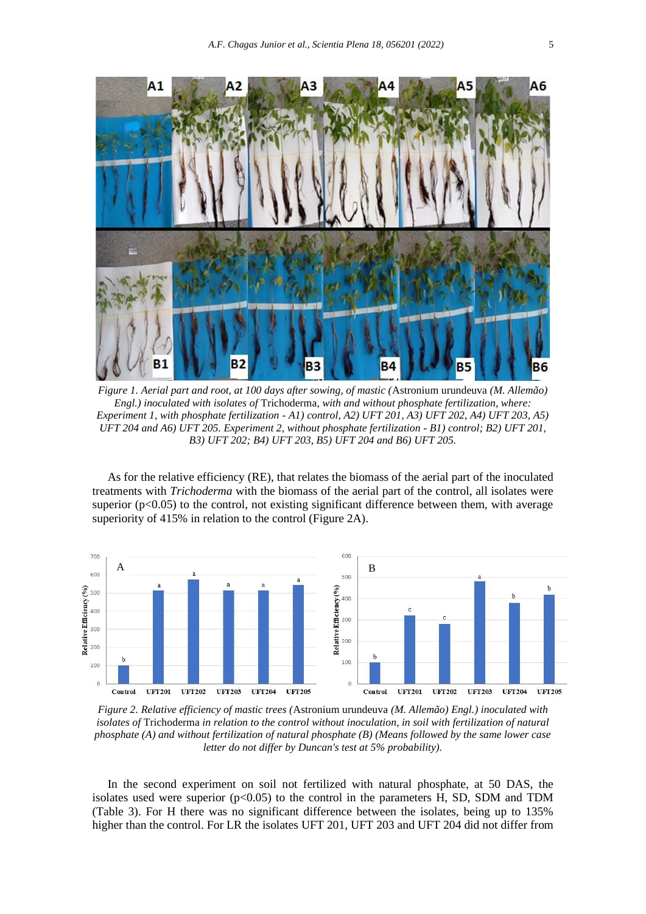*Figure 1. Aerial part and root, at 100 days after sowing, of mastic (*Astronium urundeuva *(M. Allemão) Engl.) inoculated with isolates of* Trichoderma*, with and without phosphate fertilization, where: Experiment 1, with phosphate fertilization - A1) control, A2) UFT 201, A3) UFT 202, A4) UFT 203, A5) UFT 204 and A6) UFT 205. Experiment 2, without phosphate fertilization - B1) control; B2) UFT 201, B3) UFT 202; B4) UFT 203, B5) UFT 204 and B6) UFT 205.*

As for the relative efficiency (RE), that relates the biomass of the aerial part of the inoculated treatments with *Trichoderma* with the biomass of the aerial part of the control, all isolates were superior ($p<0.05$) to the control, not existing significant difference between them, with average superiority of 415% in relation to the control (Figure 2A).

*Figure 2. Relative efficiency of mastic trees (*Astronium urundeuva *(M. Allemão) Engl.) inoculated with isolates of* Trichoderma *in relation to the control without inoculation, in soil with fertilization of natural phosphate (A) and without fertilization of natural phosphate (B) (Means followed by the same lower case letter do not differ by Duncan's test at 5% probability).*

In the second experiment on soil not fertilized with natural phosphate, at 50 DAS, the isolates used were superior ($p<0.05$) to the control in the parameters H, SD, SDM and TDM (Table 3). For H there was no significant difference between the isolates, being up to 135% higher than the control. For LR the isolates UFT 201, UFT 203 and UFT 204 did not differ from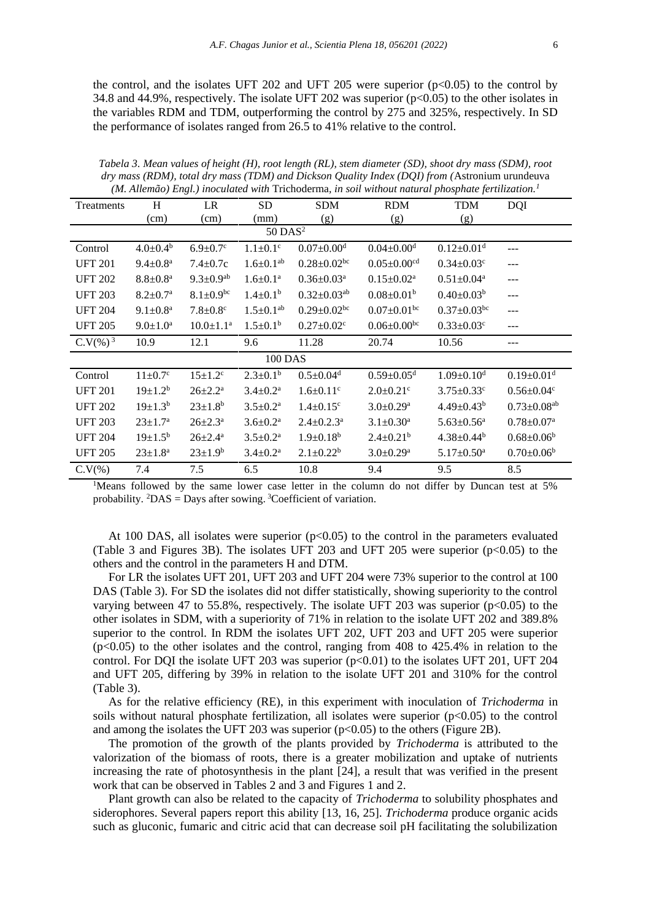the control, and the isolates UFT 202 and UFT 205 were superior ($p<0.05$) to the control by 34.8 and 44.9%, respectively. The isolate UFT 202 was superior ($p<0.05$) to the other isolates in the variables RDM and TDM, outperforming the control by 275 and 325%, respectively. In SD the performance of isolates ranged from 26.5 to 41% relative to the control.

*Tabela 3. Mean values of height (H), root length (RL), stem diameter (SD), shoot dry mass (SDM), root dry mass (RDM), total dry mass (TDM) and Dickson Quality Index (DQI) from (*Astronium urundeuva *(M. Allemão) Engl.) inoculated with* Trichoderma*, in soil without natural phosphate fertilization.*[1]

| Treatments | H (cm) | LR (cm) | SD (mm) | SDM (g) | RDM (g) | TDM (g) | DQI |
|---|---|---|---|---|---|---|---|
| | | | 50 DAS[2] | | | | |
| Control | 4.0±0.4[b] | 6.9±0.7[c] | 1.1±0.1[c] | 0.07±0.00[d] | 0.04±0.00[d] | 0.12±0.01[d] | --- |
| UFT 201 | 9.4±0.8[a] | 7.4±0.7c | 1.6±0.1[ab] | 0.28±0.02[bc] | 0.05±0.00[cd] | 0.34±0.03[c] | --- |
| UFT 202 | 8.8±0.8[a] | 9.3±0.9[ab] | 1.6±0.1[a] | 0.36±0.03[a] | 0.15±0.02[a] | 0.51±0.04[a] | --- |
| UFT 203 | 8.2±0.7[a] | 8.1±0.9[bc] | 1.4±0.1[b] | 0.32±0.03[ab] | 0.08±0.01[b] | 0.40±0.03[b] | --- |
| UFT 204 | 9.1±0.8[a] | 7.8±0.8[c] | 1.5±0.1[ab] | 0.29±0.02[bc] | 0.07±0.01[bc] | 0.37±0.03[bc] | --- |
| UFT 205 | 9.0±1.0[a] | 10.0±1.1[a] | 1.5±0.1[b] | 0.27±0.02[c] | 0.06±0.00[bc] | 0.33±0.03[c] | --- |
| C.V(%)[3] | 10.9 | 12.1 | 9.6 | 11.28 | 20.74 | 10.56 | --- |
| | | | 100 DAS | | | | |
| Control | 11±0.7[c] | 15±1.2[c] | 2.3±0.1[b] | 0.5±0.04[d] | 0.59±0.05[d] | 1.09±0.10[d] | 0.19±0.01[d] |
| UFT 201 | 19±1.2[b] | 26±2.2[a] | 3.4±0.2[a] | 1.6±0.11[c] | 2.0±0.21[c] | 3.75±0.33[c] | 0.56±0.04[c] |
| UFT 202 | 19±1.3[b] | 23±1.8[b] | 3.5±0.2[a] | 1.4±0.15[c] | 3.0±0.29[a] | 4.49±0.43[b] | 0.73±0.08[ab] |
| UFT 203 | 23±1.7[a] | 26±2.3[a] | 3.6±0.2[a] | 2.4±0.2.3[a] | 3.1±0.30[a] | 5.63±0.56[a] | 0.78±0.07[a] |
| UFT 204 | 19±1.5[b] | 26±2.4[a] | 3.5±0.2[a] | 1.9±0.18[b] | 2.4±0.21[b] | 4.38±0.44[b] | 0.68±0.06[b] |
| UFT 205 | 23±1.8[a] | 23±1.9[b] | 3.4±0.2[a] | 2.1±0.22[b] | 3.0±0.29[a] | 5.17±0.50[a] | 0.70±0.06[b] |
| C.V(%) | 7.4 | 7.5 | 6.5 | 10.8 | 9.4 | 9.5 | 8.5 |

[1]Means followed by the same lower case letter in the column do not differ by Duncan test at 5% probability. [2]DAS = Days after sowing. [3]Coefficient of variation.

At 100 DAS, all isolates were superior ($p<0.05$) to the control in the parameters evaluated (Table 3 and Figures 3B). The isolates UFT 203 and UFT 205 were superior ($p<0.05$) to the others and the control in the parameters H and DTM.

For LR the isolates UFT 201, UFT 203 and UFT 204 were 73% superior to the control at 100 DAS (Table 3). For SD the isolates did not differ statistically, showing superiority to the control varying between 47 to 55.8%, respectively. The isolate UFT 203 was superior ($p<0.05$) to the other isolates in SDM, with a superiority of 71% in relation to the isolate UFT 202 and 389.8% superior to the control. In RDM the isolates UFT 202, UFT 203 and UFT 205 were superior ($p<0.05$) to the other isolates and the control, ranging from 408 to 425.4% in relation to the control. For DQI the isolate UFT 203 was superior ($p<0.01$) to the isolates UFT 201, UFT 204 and UFT 205, differing by 39% in relation to the isolate UFT 201 and 310% for the control (Table 3).

As for the relative efficiency (RE), in this experiment with inoculation of *Trichoderma* in soils without natural phosphate fertilization, all isolates were superior ($p<0.05$) to the control and among the isolates the UFT 203 was superior ($p<0.05$) to the others (Figure 2B).

The promotion of the growth of the plants provided by *Trichoderma* is attributed to the valorization of the biomass of roots, there is a greater mobilization and uptake of nutrients increasing the rate of photosynthesis in the plant [24], a result that was verified in the present work that can be observed in Tables 2 and 3 and Figures 1 and 2.

Plant growth can also be related to the capacity of *Trichoderma* to solubility phosphates and siderophores. Several papers report this ability [13, 16, 25]. *Trichoderma* produce organic acids such as gluconic, fumaric and citric acid that can decrease soil pH facilitating the solubilization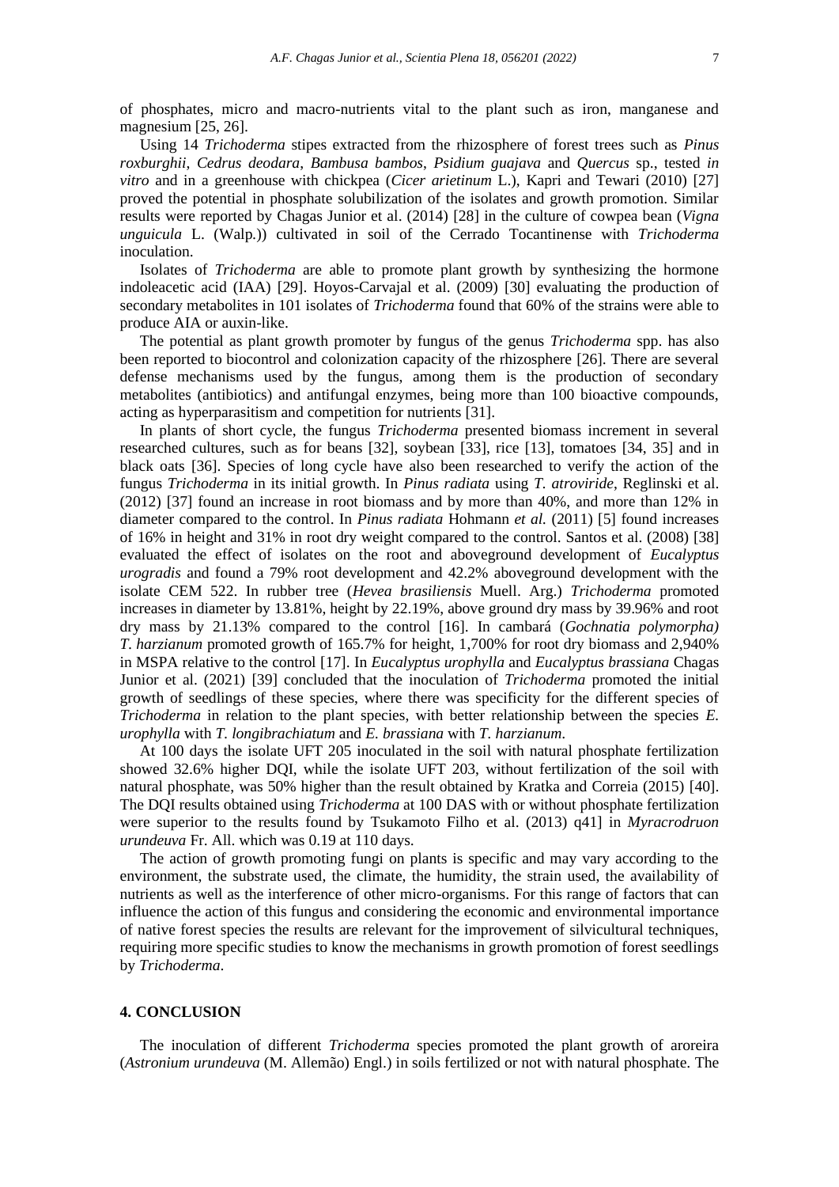of phosphates, micro and macro-nutrients vital to the plant such as iron, manganese and magnesium [25, 26].

Using 14 *Trichoderma* stipes extracted from the rhizosphere of forest trees such as *Pinus roxburghii*, *Cedrus deodara*, *Bambusa bambos*, *Psidium guajava* and *Quercus* sp., tested *in vitro* and in a greenhouse with chickpea (*Cicer arietinum* L.), Kapri and Tewari (2010) [27] proved the potential in phosphate solubilization of the isolates and growth promotion. Similar results were reported by Chagas Junior et al. (2014) [28] in the culture of cowpea bean (*Vigna unguicula* L. (Walp.)) cultivated in soil of the Cerrado Tocantinense with *Trichoderma* inoculation.

Isolates of *Trichoderma* are able to promote plant growth by synthesizing the hormone indoleacetic acid (IAA) [29]. Hoyos-Carvajal et al. (2009) [30] evaluating the production of secondary metabolites in 101 isolates of *Trichoderma* found that 60% of the strains were able to produce AIA or auxin-like.

The potential as plant growth promoter by fungus of the genus *Trichoderma* spp. has also been reported to biocontrol and colonization capacity of the rhizosphere [26]. There are several defense mechanisms used by the fungus, among them is the production of secondary metabolites (antibiotics) and antifungal enzymes, being more than 100 bioactive compounds, acting as hyperparasitism and competition for nutrients [31].

In plants of short cycle, the fungus *Trichoderma* presented biomass increment in several researched cultures, such as for beans [32], soybean [33], rice [13], tomatoes [34, 35] and in black oats [36]. Species of long cycle have also been researched to verify the action of the fungus *Trichoderma* in its initial growth. In *Pinus radiata* using *T. atroviride*, Reglinski et al. (2012) [37] found an increase in root biomass and by more than 40%, and more than 12% in diameter compared to the control. In *Pinus radiata* Hohmann *et al.* (2011) [5] found increases of 16% in height and 31% in root dry weight compared to the control. Santos et al. (2008) [38] evaluated the effect of isolates on the root and aboveground development of *Eucalyptus urogradis* and found a 79% root development and 42.2% aboveground development with the isolate CEM 522. In rubber tree (*Hevea brasiliensis* Muell. Arg.) *Trichoderma* promoted increases in diameter by 13.81%, height by 22.19%, above ground dry mass by 39.96% and root dry mass by 21.13% compared to the control [16]. In cambará (*Gochnatia polymorpha) T. harzianum* promoted growth of 165.7% for height, 1,700% for root dry biomass and 2,940% in MSPA relative to the control [17]. In *Eucalyptus urophylla* and *Eucalyptus brassiana* Chagas Junior et al. (2021) [39] concluded that the inoculation of *Trichoderma* promoted the initial growth of seedlings of these species, where there was specificity for the different species of *Trichoderma* in relation to the plant species, with better relationship between the species *E. urophylla* with *T. longibrachiatum* and *E. brassiana* with *T. harzianum*.

At 100 days the isolate UFT 205 inoculated in the soil with natural phosphate fertilization showed 32.6% higher DQI, while the isolate UFT 203, without fertilization of the soil with natural phosphate, was 50% higher than the result obtained by Kratka and Correia (2015) [40]. The DQI results obtained using *Trichoderma* at 100 DAS with or without phosphate fertilization were superior to the results found by Tsukamoto Filho et al. (2013) q41] in *Myracrodruon urundeuva* Fr. All. which was 0.19 at 110 days.

The action of growth promoting fungi on plants is specific and may vary according to the environment, the substrate used, the climate, the humidity, the strain used, the availability of nutrients as well as the interference of other micro-organisms. For this range of factors that can influence the action of this fungus and considering the economic and environmental importance of native forest species the results are relevant for the improvement of silvicultural techniques, requiring more specific studies to know the mechanisms in growth promotion of forest seedlings by *Trichoderma*.

## 4. CONCLUSION

The inoculation of different *Trichoderma* species promoted the plant growth of aroreira (*Astronium urundeuva* (M. Allemão) Engl.) in soils fertilized or not with natural phosphate. The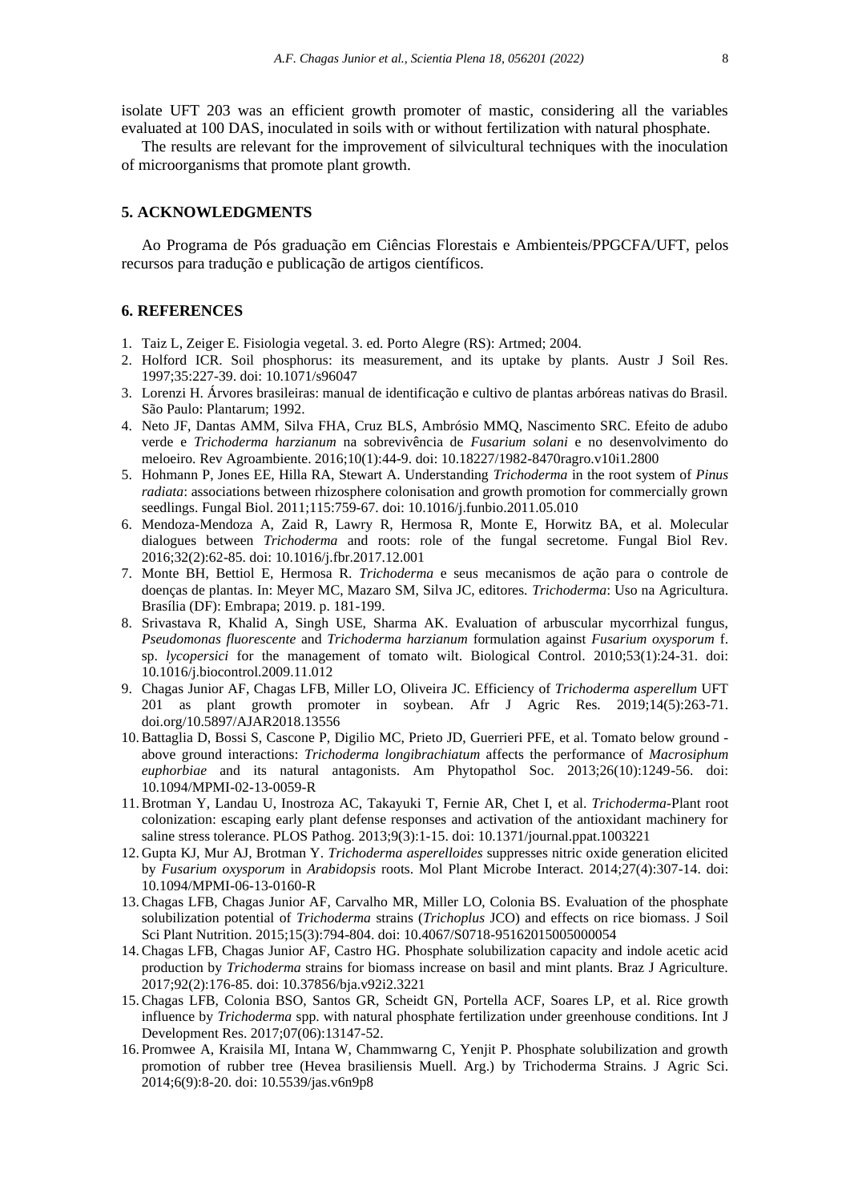isolate UFT 203 was an efficient growth promoter of mastic, considering all the variables evaluated at 100 DAS, inoculated in soils with or without fertilization with natural phosphate.

The results are relevant for the improvement of silvicultural techniques with the inoculation of microorganisms that promote plant growth.

## 5. ACKNOWLEDGMENTS

Ao Programa de Pós graduação em Ciências Florestais e Ambienteis/PPGCFA/UFT, pelos recursos para tradução e publicação de artigos científicos.

## 6. REFERENCES

1. Taiz L, Zeiger E. Fisiologia vegetal. 3. ed. Porto Alegre (RS): Artmed; 2004.
2. Holford ICR. Soil phosphorus: its measurement, and its uptake by plants. Austr J Soil Res. 1997;35:227-39. doi: 10.1071/s96047
3. Lorenzi H. Árvores brasileiras: manual de identificação e cultivo de plantas arbóreas nativas do Brasil. São Paulo: Plantarum; 1992.
4. Neto JF, Dantas AMM, Silva FHA, Cruz BLS, Ambrósio MMQ, Nascimento SRC. Efeito de adubo verde e *Trichoderma harzianum* na sobrevivência de *Fusarium solani* e no desenvolvimento do meloeiro. Rev Agroambiente. 2016;10(1):44-9. doi: 10.18227/1982-8470ragro.v10i1.2800
5. Hohmann P, Jones EE, Hilla RA, Stewart A. Understanding *Trichoderma* in the root system of *Pinus radiata*: associations between rhizosphere colonisation and growth promotion for commercially grown seedlings. Fungal Biol. 2011;115:759-67. doi: 10.1016/j.funbio.2011.05.010
6. Mendoza-Mendoza A, Zaid R, Lawry R, Hermosa R, Monte E, Horwitz BA, et al. Molecular dialogues between *Trichoderma* and roots: role of the fungal secretome. Fungal Biol Rev. 2016;32(2):62-85. doi: 10.1016/j.fbr.2017.12.001
7. Monte BH, Bettiol E, Hermosa R. *Trichoderma* e seus mecanismos de ação para o controle de doenças de plantas. In: Meyer MC, Mazaro SM, Silva JC, editores. *Trichoderma*: Uso na Agricultura. Brasília (DF): Embrapa; 2019. p. 181-199.
8. Srivastava R, Khalid A, Singh USE, Sharma AK. Evaluation of arbuscular mycorrhizal fungus, *Pseudomonas fluorescente* and *Trichoderma harzianum* formulation against *Fusarium oxysporum* f. sp. *lycopersici* for the management of tomato wilt. Biological Control. 2010;53(1):24-31. doi: 10.1016/j.biocontrol.2009.11.012
9. Chagas Junior AF, Chagas LFB, Miller LO, Oliveira JC. Efficiency of *Trichoderma asperellum* UFT 201 as plant growth promoter in soybean. Afr J Agric Res. 2019;14(5):263-71. doi.org/10.5897/AJAR2018.13556
10. Battaglia D, Bossi S, Cascone P, Digilio MC, Prieto JD, Guerrieri PFE, et al. Tomato below ground - above ground interactions: *Trichoderma longibrachiatum* affects the performance of *Macrosiphum euphorbiae* and its natural antagonists. Am Phytopathol Soc. 2013;26(10):1249-56. doi: 10.1094/MPMI-02-13-0059-R
11. Brotman Y, Landau U, Inostroza AC, Takayuki T, Fernie AR, Chet I, et al. *Trichoderma*-Plant root colonization: escaping early plant defense responses and activation of the antioxidant machinery for saline stress tolerance. PLOS Pathog. 2013;9(3):1-15. doi: 10.1371/journal.ppat.1003221
12. Gupta KJ, Mur AJ, Brotman Y. *Trichoderma asperelloides* suppresses nitric oxide generation elicited by *Fusarium oxysporum* in *Arabidopsis* roots. Mol Plant Microbe Interact. 2014;27(4):307-14. doi: 10.1094/MPMI-06-13-0160-R
13. Chagas LFB, Chagas Junior AF, Carvalho MR, Miller LO, Colonia BS. Evaluation of the phosphate solubilization potential of *Trichoderma* strains (*Trichoplus* JCO) and effects on rice biomass. J Soil Sci Plant Nutrition. 2015;15(3):794-804. doi: 10.4067/S0718-95162015005000054
14. Chagas LFB, Chagas Junior AF, Castro HG. Phosphate solubilization capacity and indole acetic acid production by *Trichoderma* strains for biomass increase on basil and mint plants. Braz J Agriculture. 2017;92(2):176-85. doi: 10.37856/bja.v92i2.3221
15. Chagas LFB, Colonia BSO, Santos GR, Scheidt GN, Portella ACF, Soares LP, et al. Rice growth influence by *Trichoderma* spp. with natural phosphate fertilization under greenhouse conditions. Int J Development Res. 2017;07(06):13147-52.
16. Promwee A, Kraisila MI, Intana W, Chammwarng C, Yenjit P. Phosphate solubilization and growth promotion of rubber tree (Hevea brasiliensis Muell. Arg.) by Trichoderma Strains. J Agric Sci. 2014;6(9):8-20. doi: 10.5539/jas.v6n9p8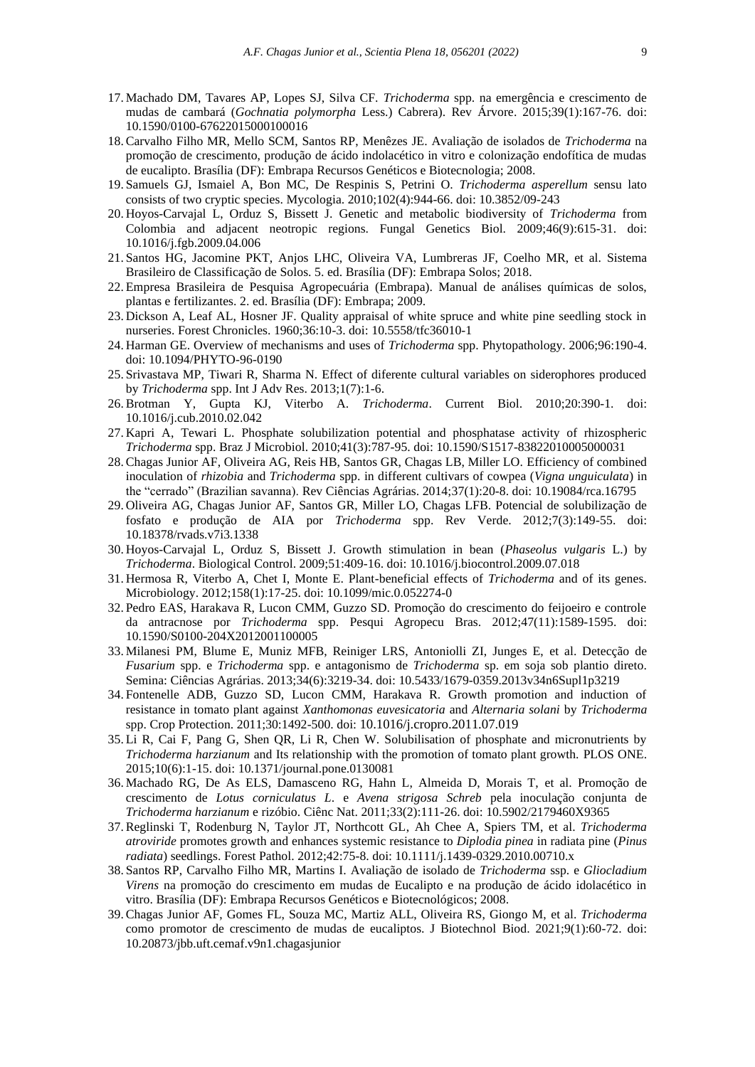17. Machado DM, Tavares AP, Lopes SJ, Silva CF. *Trichoderma* spp. na emergência e crescimento de mudas de cambará (*Gochnatia polymorpha* Less.) Cabrera). Rev Árvore. 2015;39(1):167-76. doi: 10.1590/0100-67622015000100016
18. Carvalho Filho MR, Mello SCM, Santos RP, Menêzes JE. Avaliação de isolados de *Trichoderma* na promoção de crescimento, produção de ácido indolacético in vitro e colonização endofítica de mudas de eucalipto. Brasília (DF): Embrapa Recursos Genéticos e Biotecnologia; 2008.
19. Samuels GJ, Ismaiel A, Bon MC, De Respinis S, Petrini O. *Trichoderma asperellum* sensu lato consists of two cryptic species. Mycologia. 2010;102(4):944-66. doi: 10.3852/09-243
20. Hoyos-Carvajal L, Orduz S, Bissett J. Genetic and metabolic biodiversity of *Trichoderma* from Colombia and adjacent neotropic regions. Fungal Genetics Biol. 2009;46(9):615-31. doi: 10.1016/j.fgb.2009.04.006
21. Santos HG, Jacomine PKT, Anjos LHC, Oliveira VA, Lumbreras JF, Coelho MR, et al. Sistema Brasileiro de Classificação de Solos. 5. ed. Brasília (DF): Embrapa Solos; 2018.
22. Empresa Brasileira de Pesquisa Agropecuária (Embrapa). Manual de análises químicas de solos, plantas e fertilizantes. 2. ed. Brasília (DF): Embrapa; 2009.
23. Dickson A, Leaf AL, Hosner JF. Quality appraisal of white spruce and white pine seedling stock in nurseries. Forest Chronicles. 1960;36:10-3. doi: 10.5558/tfc36010-1
24. Harman GE. Overview of mechanisms and uses of *Trichoderma* spp. Phytopathology. 2006;96:190-4. doi: 10.1094/PHYTO-96-0190
25. Srivastava MP, Tiwari R, Sharma N. Effect of diferente cultural variables on siderophores produced by *Trichoderma* spp. Int J Adv Res. 2013;1(7):1-6.
26. Brotman Y, Gupta KJ, Viterbo A. *Trichoderma*. Current Biol. 2010;20:390-1. doi: 10.1016/j.cub.2010.02.042
27. Kapri A, Tewari L. Phosphate solubilization potential and phosphatase activity of rhizospheric *Trichoderma* spp. Braz J Microbiol. 2010;41(3):787-95. doi: 10.1590/S1517-83822010005000031
28. Chagas Junior AF, Oliveira AG, Reis HB, Santos GR, Chagas LB, Miller LO. Efficiency of combined inoculation of *rhizobia* and *Trichoderma* spp. in different cultivars of cowpea (*Vigna unguiculata*) in the "cerrado" (Brazilian savanna). Rev Ciências Agrárias. 2014;37(1):20-8. doi: 10.19084/rca.16795
29. Oliveira AG, Chagas Junior AF, Santos GR, Miller LO, Chagas LFB. Potencial de solubilização de fosfato e produção de AIA por *Trichoderma* spp. Rev Verde. 2012;7(3):149-55. doi: 10.18378/rvads.v7i3.1338
30. Hoyos-Carvajal L, Orduz S, Bissett J. Growth stimulation in bean (*Phaseolus vulgaris* L.) by *Trichoderma*. Biological Control. 2009;51:409-16. doi: 10.1016/j.biocontrol.2009.07.018
31. Hermosa R, Viterbo A, Chet I, Monte E. Plant-beneficial effects of *Trichoderma* and of its genes. Microbiology. 2012;158(1):17-25. doi: 10.1099/mic.0.052274-0
32. Pedro EAS, Harakava R, Lucon CMM, Guzzo SD. Promoção do crescimento do feijoeiro e controle da antracnose por *Trichoderma* spp. Pesqui Agropecu Bras. 2012;47(11):1589-1595. doi: 10.1590/S0100-204X2012001100005
33. Milanesi PM, Blume E, Muniz MFB, Reiniger LRS, Antoniolli ZI, Junges E, et al. Detecção de *Fusarium* spp. e *Trichoderma* spp. e antagonismo de *Trichoderma* sp. em soja sob plantio direto. Semina: Ciências Agrárias. 2013;34(6):3219-34. doi: 10.5433/1679-0359.2013v34n6Supl1p3219
34. Fontenelle ADB, Guzzo SD, Lucon CMM, Harakava R. Growth promotion and induction of resistance in tomato plant against *Xanthomonas euvesicatoria* and *Alternaria solani* by *Trichoderma* spp. Crop Protection. 2011;30:1492-500. doi: 10.1016/j.cropro.2011.07.019
35. Li R, Cai F, Pang G, Shen QR, Li R, Chen W. Solubilisation of phosphate and micronutrients by *Trichoderma harzianum* and Its relationship with the promotion of tomato plant growth. PLOS ONE. 2015;10(6):1-15. doi: 10.1371/journal.pone.0130081
36. Machado RG, De As ELS, Damasceno RG, Hahn L, Almeida D, Morais T, et al. Promoção de crescimento de *Lotus corniculatus L*. e *Avena strigosa Schreb* pela inoculação conjunta de *Trichoderma harzianum* e rizóbio. Ciênc Nat. 2011;33(2):111-26. doi: 10.5902/2179460X9365
37. Reglinski T, Rodenburg N, Taylor JT, Northcott GL, Ah Chee A, Spiers TM, et al. *Trichoderma atroviride* promotes growth and enhances systemic resistance to *Diplodia pinea* in radiata pine (*Pinus radiata*) seedlings. Forest Pathol. 2012;42:75-8. doi: 10.1111/j.1439-0329.2010.00710.x
38. Santos RP, Carvalho Filho MR, Martins I. Avaliação de isolado de *Trichoderma* ssp. e *Gliocladium Virens* na promoção do crescimento em mudas de Eucalipto e na produção de ácido idolacético in vitro. Brasília (DF): Embrapa Recursos Genéticos e Biotecnológicos; 2008.
39. Chagas Junior AF, Gomes FL, Souza MC, Martiz ALL, Oliveira RS, Giongo M, et al. *Trichoderma* como promotor de crescimento de mudas de eucaliptos. J Biotechnol Biod. 2021;9(1):60-72. doi: 10.20873/jbb.uft.cemaf.v9n1.chagasjunior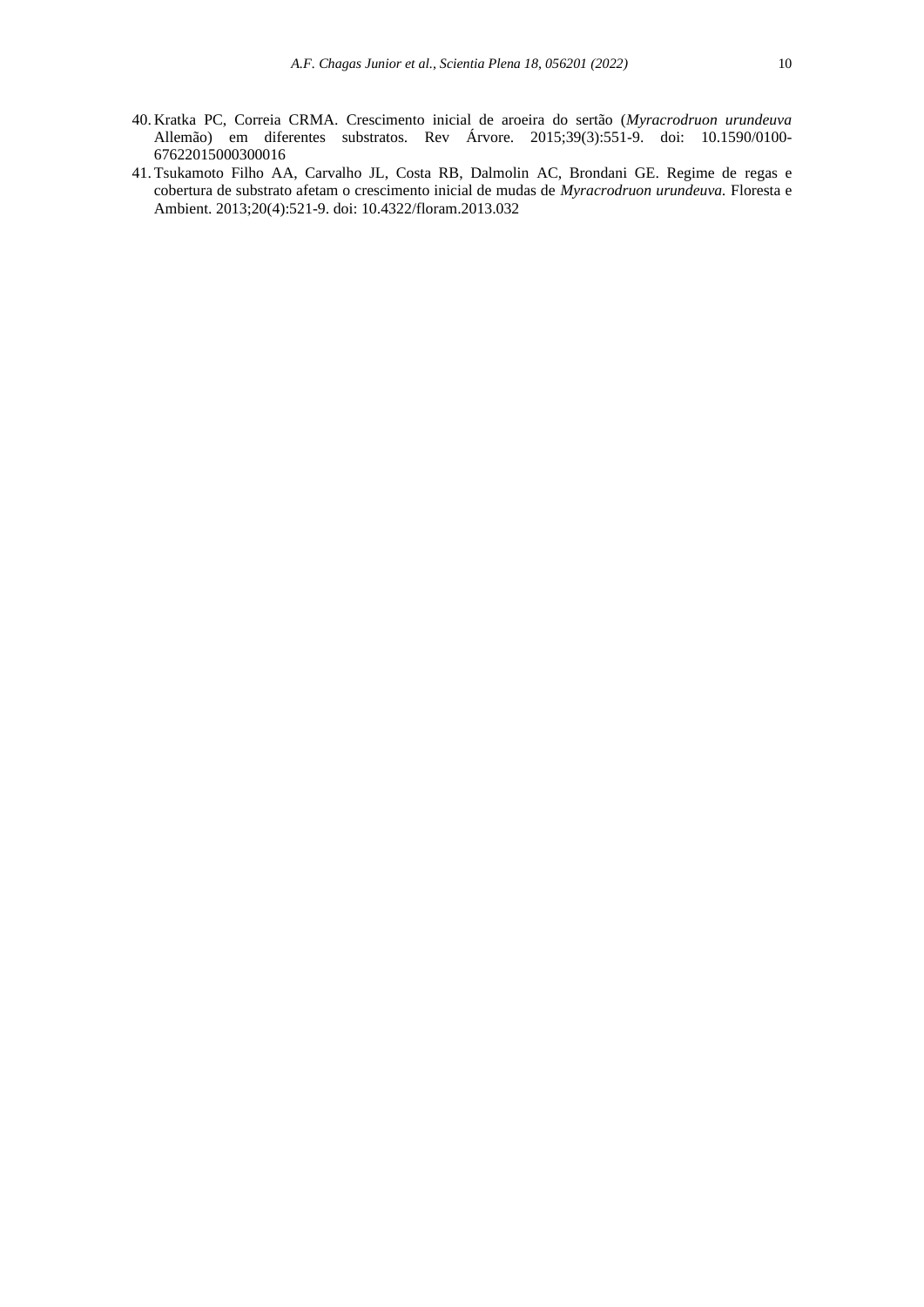40. Kratka PC, Correia CRMA. Crescimento inicial de aroeira do sertão (*Myracrodruon urundeuva* Allemão) em diferentes substratos. Rev Árvore. 2015;39(3):551-9. doi: 10.1590/0100-67622015000300016
41. Tsukamoto Filho AA, Carvalho JL, Costa RB, Dalmolin AC, Brondani GE. Regime de regas e cobertura de substrato afetam o crescimento inicial de mudas de *Myracrodruon urundeuva.* Floresta e Ambient. 2013;20(4):521-9. doi: 10.4322/floram.2013.032